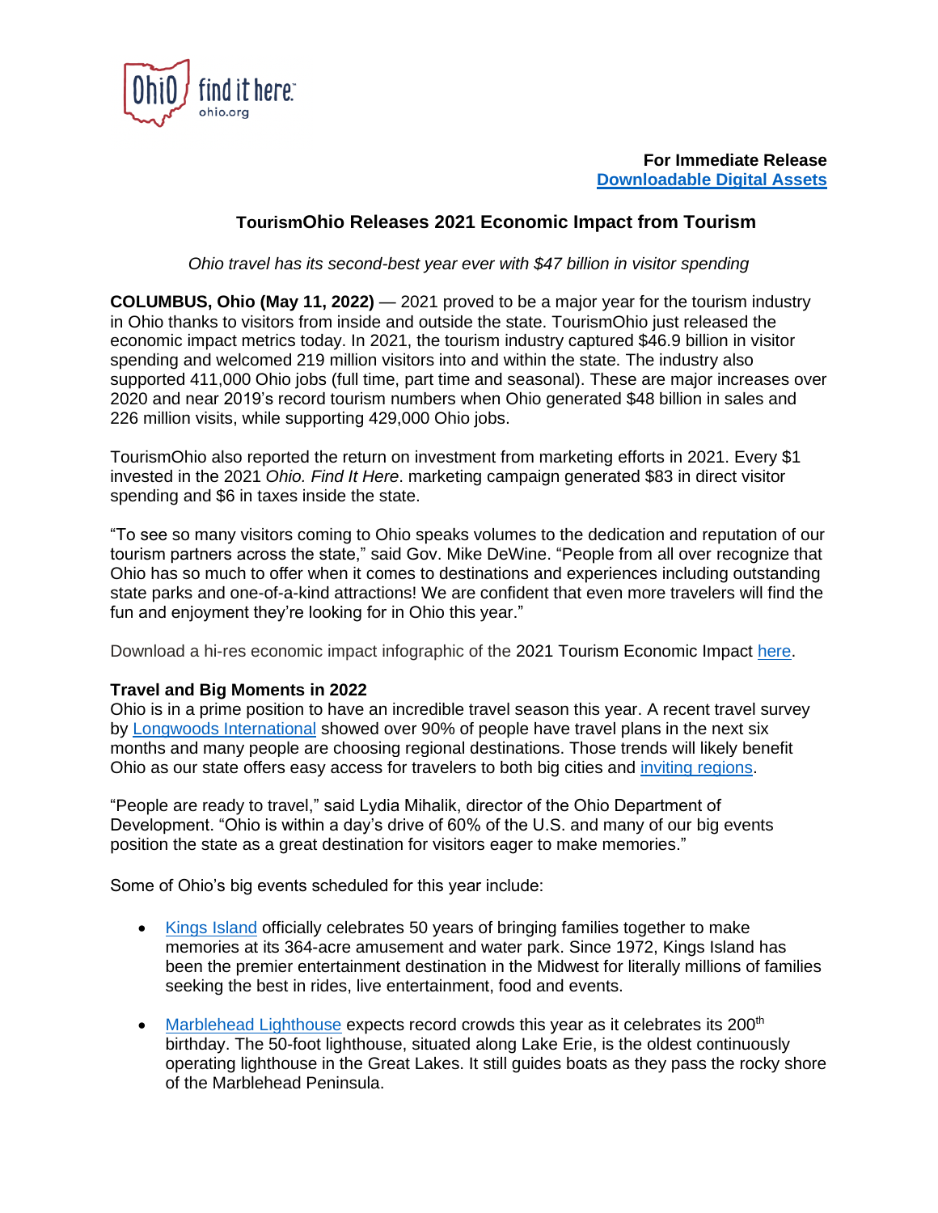**For Immediate Release**
**Downloadable Digital Assets**

# TourismOhio Releases 2021 Economic Impact from Tourism

*Ohio travel has its second-best year ever with $47 billion in visitor spending*

**COLUMBUS, Ohio (May 11, 2022)** — 2021 proved to be a major year for the tourism industry in Ohio thanks to visitors from inside and outside the state. TourismOhio just released the economic impact metrics today. In 2021, the tourism industry captured $46.9 billion in visitor spending and welcomed 219 million visitors into and within the state. The industry also supported 411,000 Ohio jobs (full time, part time and seasonal). These are major increases over 2020 and near 2019's record tourism numbers when Ohio generated $48 billion in sales and 226 million visits, while supporting 429,000 Ohio jobs.

TourismOhio also reported the return on investment from marketing efforts in 2021. Every $1 invested in the 2021 *Ohio. Find It Here*. marketing campaign generated $83 in direct visitor spending and $6 in taxes inside the state.

"To see so many visitors coming to Ohio speaks volumes to the dedication and reputation of our tourism partners across the state," said Gov. Mike DeWine. "People from all over recognize that Ohio has so much to offer when it comes to destinations and experiences including outstanding state parks and one-of-a-kind attractions! We are confident that even more travelers will find the fun and enjoyment they're looking for in Ohio this year."

Download a hi-res economic impact infographic of the 2021 Tourism Economic Impact here.

**Travel and Big Moments in 2022**

Ohio is in a prime position to have an incredible travel season this year. A recent travel survey by Longwoods International showed over 90% of people have travel plans in the next six months and many people are choosing regional destinations. Those trends will likely benefit Ohio as our state offers easy access for travelers to both big cities and inviting regions.

"People are ready to travel," said Lydia Mihalik, director of the Ohio Department of Development. "Ohio is within a day's drive of 60% of the U.S. and many of our big events position the state as a great destination for visitors eager to make memories."

Some of Ohio's big events scheduled for this year include:

- Kings Island officially celebrates 50 years of bringing families together to make memories at its 364-acre amusement and water park. Since 1972, Kings Island has been the premier entertainment destination in the Midwest for literally millions of families seeking the best in rides, live entertainment, food and events.
- Marblehead Lighthouse expects record crowds this year as it celebrates its 200th birthday. The 50-foot lighthouse, situated along Lake Erie, is the oldest continuously operating lighthouse in the Great Lakes. It still guides boats as they pass the rocky shore of the Marblehead Peninsula.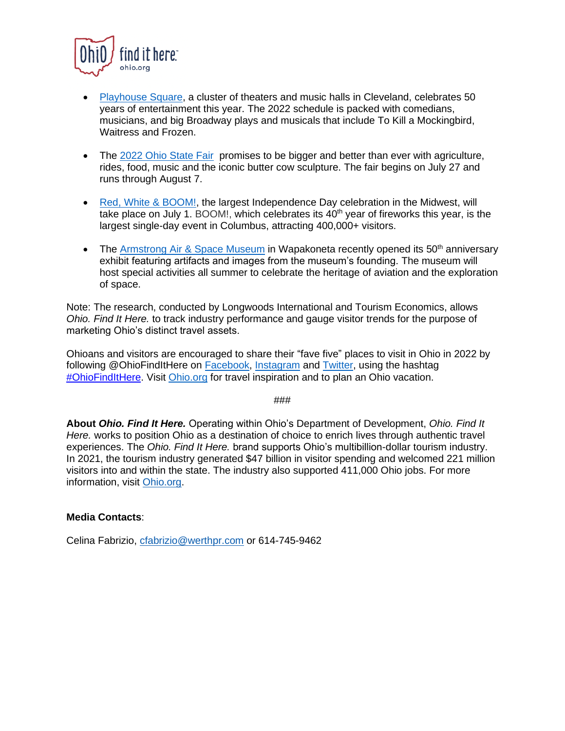- Playhouse Square, a cluster of theaters and music halls in Cleveland, celebrates 50 years of entertainment this year. The 2022 schedule is packed with comedians, musicians, and big Broadway plays and musicals that include To Kill a Mockingbird, Waitress and Frozen.

- The 2022 Ohio State Fair promises to be bigger and better than ever with agriculture, rides, food, music and the iconic butter cow sculpture. The fair begins on July 27 and runs through August 7.

- Red, White & BOOM!, the largest Independence Day celebration in the Midwest, will take place on July 1. BOOM!, which celebrates its 40th year of fireworks this year, is the largest single-day event in Columbus, attracting 400,000+ visitors.

- The Armstrong Air & Space Museum in Wapakoneta recently opened its 50th anniversary exhibit featuring artifacts and images from the museum's founding. The museum will host special activities all summer to celebrate the heritage of aviation and the exploration of space.

Note: The research, conducted by Longwoods International and Tourism Economics, allows *Ohio. Find It Here.* to track industry performance and gauge visitor trends for the purpose of marketing Ohio's distinct travel assets.

Ohioans and visitors are encouraged to share their "fave five" places to visit in Ohio in 2022 by following @OhioFindItHere on Facebook, Instagram and Twitter, using the hashtag #OhioFindItHere. Visit Ohio.org for travel inspiration and to plan an Ohio vacation.

###

**About *Ohio. Find It Here.*** Operating within Ohio's Department of Development, *Ohio. Find It Here.* works to position Ohio as a destination of choice to enrich lives through authentic travel experiences. The *Ohio. Find It Here.* brand supports Ohio's multibillion-dollar tourism industry. In 2021, the tourism industry generated $47 billion in visitor spending and welcomed 221 million visitors into and within the state. The industry also supported 411,000 Ohio jobs. For more information, visit Ohio.org.

**Media Contacts**:

Celina Fabrizio, cfabrizio@werthpr.com or 614-745-9462